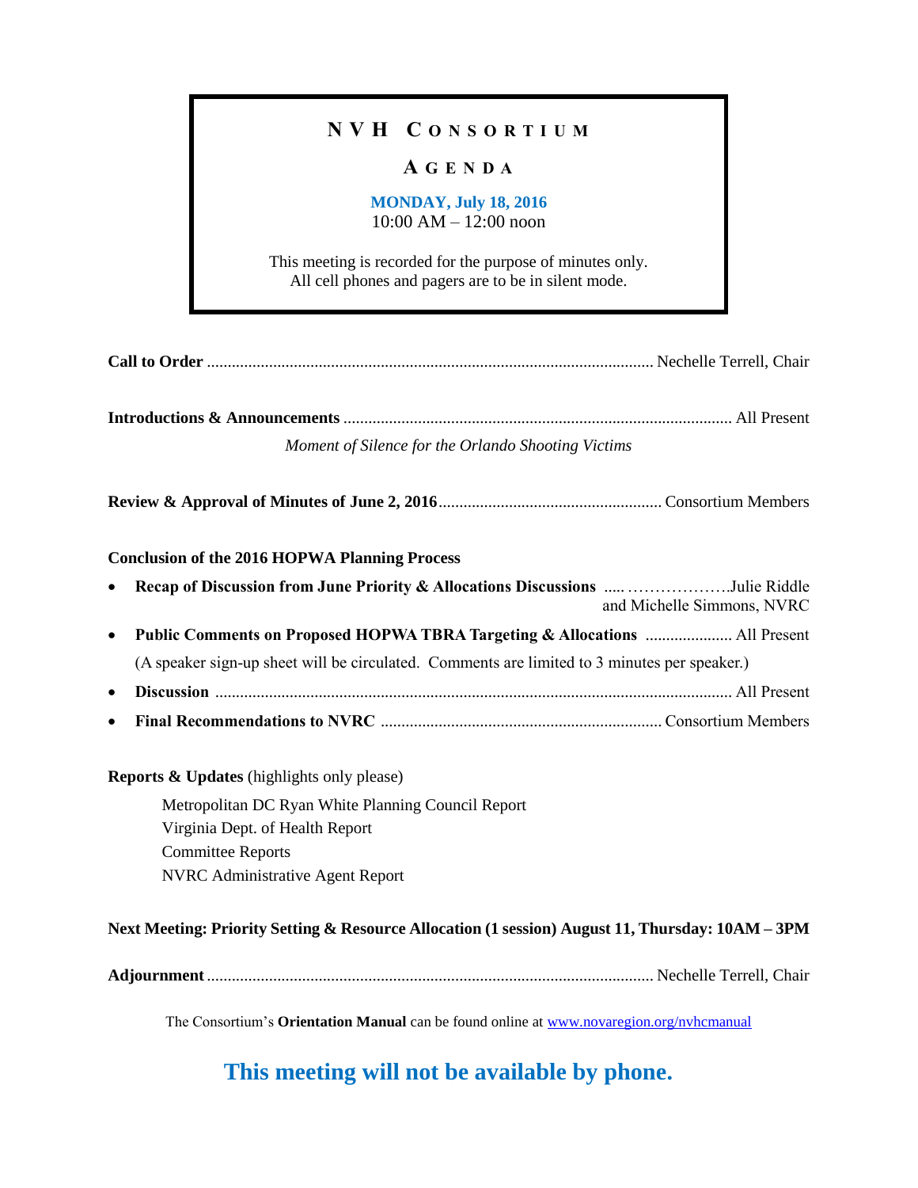# NVH CONSORTIUM

## AGENDA

**MONDAY, July 18, 2016**
10:00 AM – 12:00 noon

This meeting is recorded for the purpose of minutes only.
All cell phones and pagers are to be in silent mode.

**Call to Order** .......... Nechelle Terrell, Chair

**Introductions & Announcements** .......... All Present

*Moment of Silence for the Orlando Shooting Victims*

**Review & Approval of Minutes of June 2, 2016** .......... Consortium Members

**Conclusion of the 2016 HOPWA Planning Process**

- **Recap of Discussion from June Priority & Allocations Discussions** .......... Julie Riddle and Michelle Simmons, NVRC
- **Public Comments on Proposed HOPWA TBRA Targeting & Allocations** .......... All Present
  (A speaker sign-up sheet will be circulated. Comments are limited to 3 minutes per speaker.)
- **Discussion** .......... All Present
- **Final Recommendations to NVRC** .......... Consortium Members

**Reports & Updates** (highlights only please)

Metropolitan DC Ryan White Planning Council Report
Virginia Dept. of Health Report
Committee Reports
NVRC Administrative Agent Report

**Next Meeting: Priority Setting & Resource Allocation (1 session) August 11, Thursday: 10AM – 3PM**

**Adjournment** .......... Nechelle Terrell, Chair

The Consortium's **Orientation Manual** can be found online at www.novaregion.org/nvhcmanual

## This meeting will not be available by phone.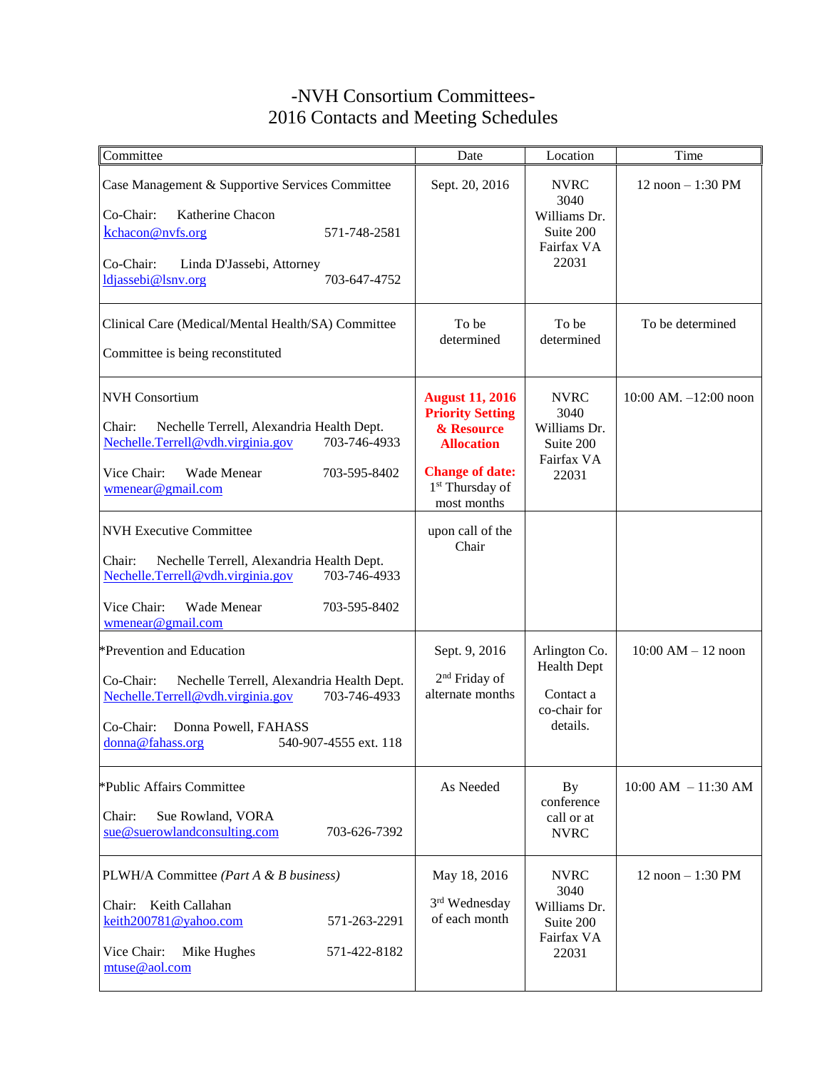# -NVH Consortium Committees-
# 2016 Contacts and Meeting Schedules

| Committee | Date | Location | Time |
|---|---|---|---|
| Case Management & Supportive Services Committee<br><br>Co-Chair: Katherine Chacon<br>kchacon@nvfs.org 571-748-2581<br><br>Co-Chair: Linda D'Jassebi, Attorney<br>ldjassebi@lsnv.org 703-647-4752 | Sept. 20, 2016 | NVRC 3040 Williams Dr. Suite 200 Fairfax VA 22031 | 12 noon – 1:30 PM |
| Clinical Care (Medical/Mental Health/SA) Committee<br><br>Committee is being reconstituted | To be determined | To be determined | To be determined |
| NVH Consortium<br><br>Chair: Nechelle Terrell, Alexandria Health Dept.<br>Nechelle.Terrell@vdh.virginia.gov 703-746-4933<br><br>Vice Chair: Wade Menear 703-595-8402<br>wmenear@gmail.com | **August 11, 2016 Priority Setting & Resource Allocation**<br><br>**Change of date:** 1st Thursday of most months | NVRC 3040 Williams Dr. Suite 200 Fairfax VA 22031 | 10:00 AM. –12:00 noon |
| NVH Executive Committee<br><br>Chair: Nechelle Terrell, Alexandria Health Dept.<br>Nechelle.Terrell@vdh.virginia.gov 703-746-4933<br><br>Vice Chair: Wade Menear 703-595-8402<br>wmenear@gmail.com | upon call of the Chair | | |
| *Prevention and Education<br><br>Co-Chair: Nechelle Terrell, Alexandria Health Dept.<br>Nechelle.Terrell@vdh.virginia.gov 703-746-4933<br><br>Co-Chair: Donna Powell, FAHASS<br>donna@fahass.org 540-907-4555 ext. 118 | Sept. 9, 2016<br><br>2nd Friday of alternate months | Arlington Co. Health Dept<br><br>Contact a co-chair for details. | 10:00 AM – 12 noon |
| *Public Affairs Committee<br><br>Chair: Sue Rowland, VORA<br>sue@suerowlandconsulting.com 703-626-7392 | As Needed | By conference call or at NVRC | 10:00 AM – 11:30 AM |
| PLWH/A Committee *(Part A & B business)*<br><br>Chair: Keith Callahan<br>keith200781@yahoo.com 571-263-2291<br><br>Vice Chair: Mike Hughes 571-422-8182<br>mtuse@aol.com | May 18, 2016<br><br>3rd Wednesday of each month | NVRC 3040 Williams Dr. Suite 200 Fairfax VA 22031 | 12 noon – 1:30 PM |